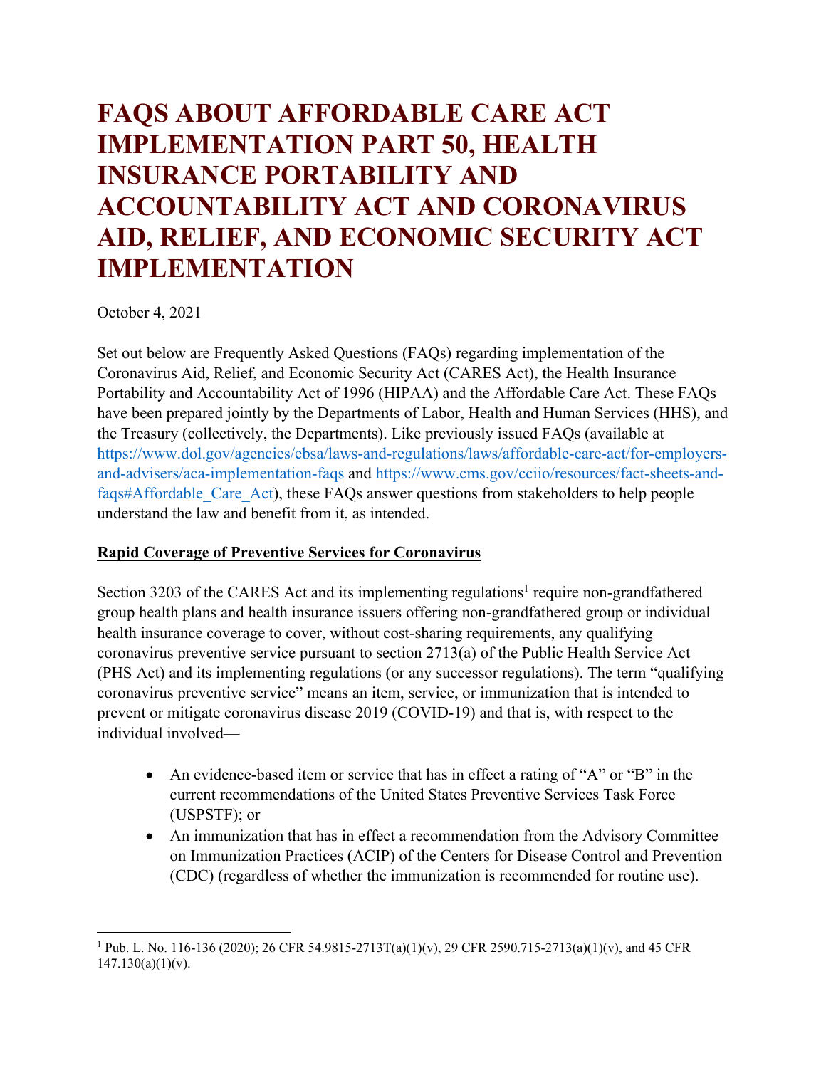# FAQS ABOUT AFFORDABLE CARE ACT IMPLEMENTATION PART 50, HEALTH INSURANCE PORTABILITY AND ACCOUNTABILITY ACT AND CORONAVIRUS AID, RELIEF, AND ECONOMIC SECURITY ACT IMPLEMENTATION

October 4, 2021

Set out below are Frequently Asked Questions (FAQs) regarding implementation of the Coronavirus Aid, Relief, and Economic Security Act (CARES Act), the Health Insurance Portability and Accountability Act of 1996 (HIPAA) and the Affordable Care Act. These FAQs have been prepared jointly by the Departments of Labor, Health and Human Services (HHS), and the Treasury (collectively, the Departments). Like previously issued FAQs (available at [https://www.dol.gov/agencies/ebsa/laws-and-regulations/laws/affordable-care-act/for-employers-and-advisers/aca-implementation-faqs](https://www.dol.gov/agencies/ebsa/laws-and-regulations/laws/affordable-care-act/for-employers-and-advisers/aca-implementation-faqs) and [https://www.cms.gov/cciio/resources/fact-sheets-and-faqs#Affordable_Care_Act](https://www.cms.gov/cciio/resources/fact-sheets-and-faqs#Affordable_Care_Act)), these FAQs answer questions from stakeholders to help people understand the law and benefit from it, as intended.

## Rapid Coverage of Preventive Services for Coronavirus

Section 3203 of the CARES Act and its implementing regulations[1] require non-grandfathered group health plans and health insurance issuers offering non-grandfathered group or individual health insurance coverage to cover, without cost-sharing requirements, any qualifying coronavirus preventive service pursuant to section 2713(a) of the Public Health Service Act (PHS Act) and its implementing regulations (or any successor regulations). The term "qualifying coronavirus preventive service" means an item, service, or immunization that is intended to prevent or mitigate coronavirus disease 2019 (COVID-19) and that is, with respect to the individual involved—

- An evidence-based item or service that has in effect a rating of "A" or "B" in the current recommendations of the United States Preventive Services Task Force (USPSTF); or
- An immunization that has in effect a recommendation from the Advisory Committee on Immunization Practices (ACIP) of the Centers for Disease Control and Prevention (CDC) (regardless of whether the immunization is recommended for routine use).

---

[1] Pub. L. No. 116-136 (2020); 26 CFR 54.9815-2713T(a)(1)(v), 29 CFR 2590.715-2713(a)(1)(v), and 45 CFR 147.130(a)(1)(v).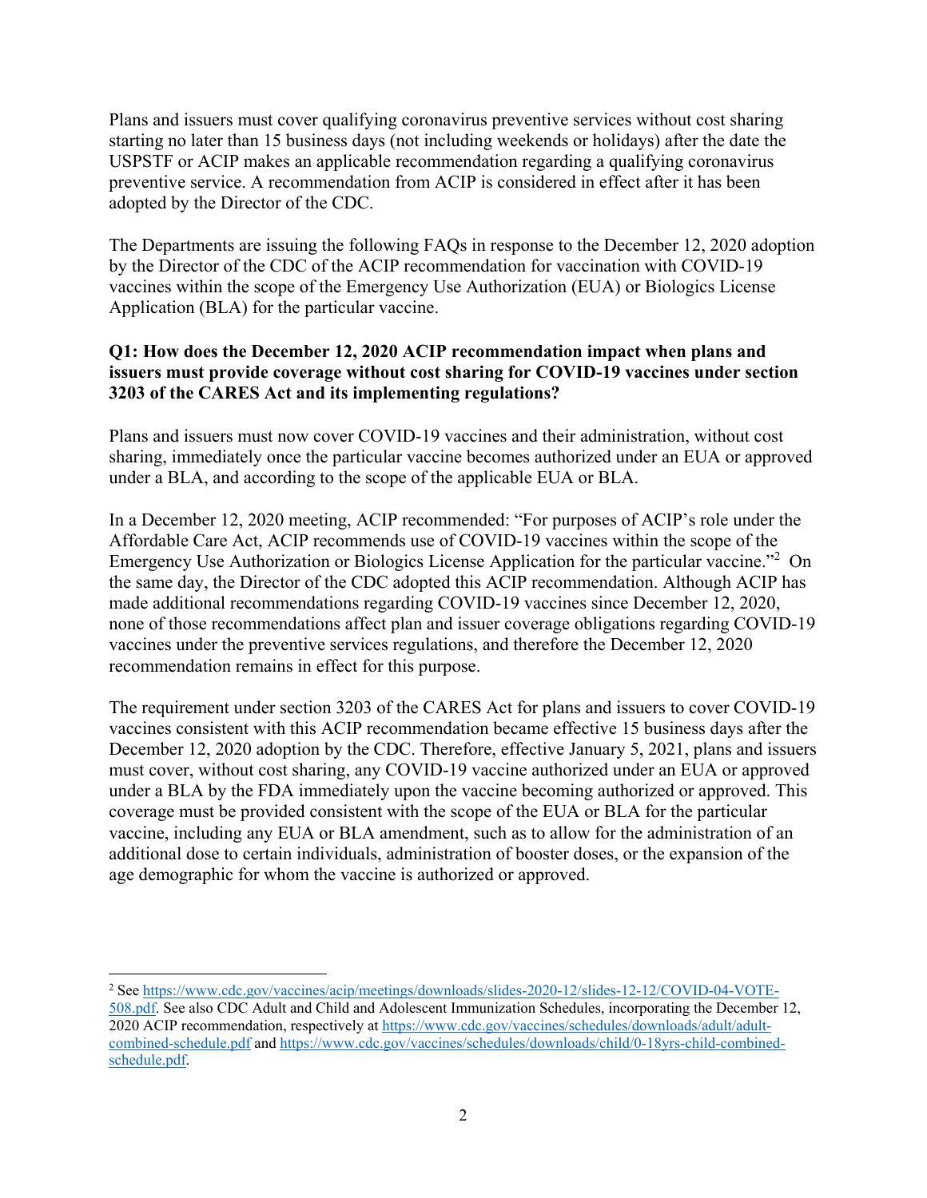Plans and issuers must cover qualifying coronavirus preventive services without cost sharing starting no later than 15 business days (not including weekends or holidays) after the date the USPSTF or ACIP makes an applicable recommendation regarding a qualifying coronavirus preventive service. A recommendation from ACIP is considered in effect after it has been adopted by the Director of the CDC.

The Departments are issuing the following FAQs in response to the December 12, 2020 adoption by the Director of the CDC of the ACIP recommendation for vaccination with COVID-19 vaccines within the scope of the Emergency Use Authorization (EUA) or Biologics License Application (BLA) for the particular vaccine.

**Q1: How does the December 12, 2020 ACIP recommendation impact when plans and issuers must provide coverage without cost sharing for COVID-19 vaccines under section 3203 of the CARES Act and its implementing regulations?**

Plans and issuers must now cover COVID-19 vaccines and their administration, without cost sharing, immediately once the particular vaccine becomes authorized under an EUA or approved under a BLA, and according to the scope of the applicable EUA or BLA.

In a December 12, 2020 meeting, ACIP recommended: "For purposes of ACIP's role under the Affordable Care Act, ACIP recommends use of COVID-19 vaccines within the scope of the Emergency Use Authorization or Biologics License Application for the particular vaccine."[2] On the same day, the Director of the CDC adopted this ACIP recommendation. Although ACIP has made additional recommendations regarding COVID-19 vaccines since December 12, 2020, none of those recommendations affect plan and issuer coverage obligations regarding COVID-19 vaccines under the preventive services regulations, and therefore the December 12, 2020 recommendation remains in effect for this purpose.

The requirement under section 3203 of the CARES Act for plans and issuers to cover COVID-19 vaccines consistent with this ACIP recommendation became effective 15 business days after the December 12, 2020 adoption by the CDC. Therefore, effective January 5, 2021, plans and issuers must cover, without cost sharing, any COVID-19 vaccine authorized under an EUA or approved under a BLA by the FDA immediately upon the vaccine becoming authorized or approved. This coverage must be provided consistent with the scope of the EUA or BLA for the particular vaccine, including any EUA or BLA amendment, such as to allow for the administration of an additional dose to certain individuals, administration of booster doses, or the expansion of the age demographic for whom the vaccine is authorized or approved.

---

[2] See https://www.cdc.gov/vaccines/acip/meetings/downloads/slides-2020-12/slides-12-12/COVID-04-VOTE-508.pdf. See also CDC Adult and Child and Adolescent Immunization Schedules, incorporating the December 12, 2020 ACIP recommendation, respectively at https://www.cdc.gov/vaccines/schedules/downloads/adult/adult-combined-schedule.pdf and https://www.cdc.gov/vaccines/schedules/downloads/child/0-18yrs-child-combined-schedule.pdf.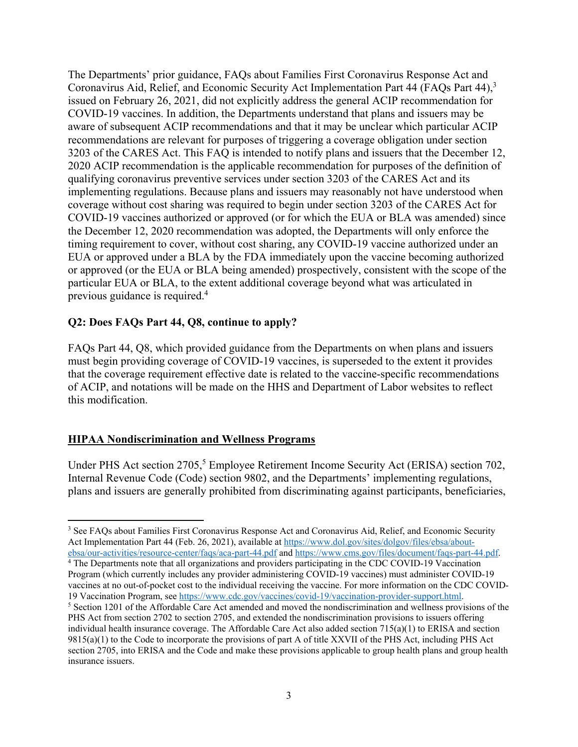The Departments' prior guidance, FAQs about Families First Coronavirus Response Act and Coronavirus Aid, Relief, and Economic Security Act Implementation Part 44 (FAQs Part 44),[3] issued on February 26, 2021, did not explicitly address the general ACIP recommendation for COVID-19 vaccines. In addition, the Departments understand that plans and issuers may be aware of subsequent ACIP recommendations and that it may be unclear which particular ACIP recommendations are relevant for purposes of triggering a coverage obligation under section 3203 of the CARES Act. This FAQ is intended to notify plans and issuers that the December 12, 2020 ACIP recommendation is the applicable recommendation for purposes of the definition of qualifying coronavirus preventive services under section 3203 of the CARES Act and its implementing regulations. Because plans and issuers may reasonably not have understood when coverage without cost sharing was required to begin under section 3203 of the CARES Act for COVID-19 vaccines authorized or approved (or for which the EUA or BLA was amended) since the December 12, 2020 recommendation was adopted, the Departments will only enforce the timing requirement to cover, without cost sharing, any COVID-19 vaccine authorized under an EUA or approved under a BLA by the FDA immediately upon the vaccine becoming authorized or approved (or the EUA or BLA being amended) prospectively, consistent with the scope of the particular EUA or BLA, to the extent additional coverage beyond what was articulated in previous guidance is required.[4]

**Q2: Does FAQs Part 44, Q8, continue to apply?**

FAQs Part 44, Q8, which provided guidance from the Departments on when plans and issuers must begin providing coverage of COVID-19 vaccines, is superseded to the extent it provides that the coverage requirement effective date is related to the vaccine-specific recommendations of ACIP, and notations will be made on the HHS and Department of Labor websites to reflect this modification.

## HIPAA Nondiscrimination and Wellness Programs

Under PHS Act section 2705,[5] Employee Retirement Income Security Act (ERISA) section 702, Internal Revenue Code (Code) section 9802, and the Departments' implementing regulations, plans and issuers are generally prohibited from discriminating against participants, beneficiaries,

---

[3] See FAQs about Families First Coronavirus Response Act and Coronavirus Aid, Relief, and Economic Security Act Implementation Part 44 (Feb. 26, 2021), available at https://www.dol.gov/sites/dolgov/files/ebsa/about-ebsa/our-activities/resource-center/faqs/aca-part-44.pdf and https://www.cms.gov/files/document/faqs-part-44.pdf.

[4] The Departments note that all organizations and providers participating in the CDC COVID-19 Vaccination Program (which currently includes any provider administering COVID-19 vaccines) must administer COVID-19 vaccines at no out-of-pocket cost to the individual receiving the vaccine. For more information on the CDC COVID-19 Vaccination Program, see https://www.cdc.gov/vaccines/covid-19/vaccination-provider-support.html.

[5] Section 1201 of the Affordable Care Act amended and moved the nondiscrimination and wellness provisions of the PHS Act from section 2702 to section 2705, and extended the nondiscrimination provisions to issuers offering individual health insurance coverage. The Affordable Care Act also added section 715(a)(1) to ERISA and section 9815(a)(1) to the Code to incorporate the provisions of part A of title XXVII of the PHS Act, including PHS Act section 2705, into ERISA and the Code and make these provisions applicable to group health plans and group health insurance issuers.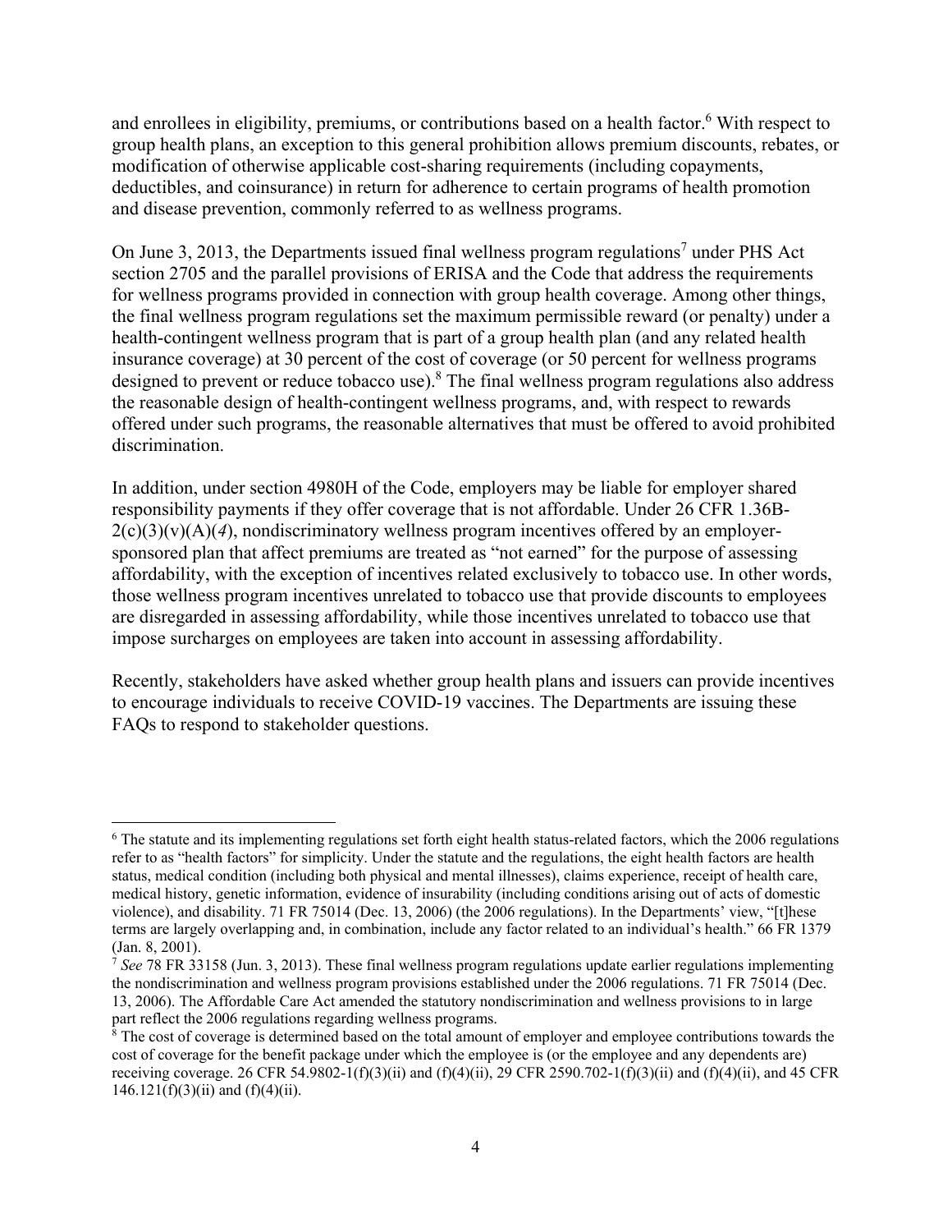and enrollees in eligibility, premiums, or contributions based on a health factor.[6] With respect to group health plans, an exception to this general prohibition allows premium discounts, rebates, or modification of otherwise applicable cost-sharing requirements (including copayments, deductibles, and coinsurance) in return for adherence to certain programs of health promotion and disease prevention, commonly referred to as wellness programs.

On June 3, 2013, the Departments issued final wellness program regulations[7] under PHS Act section 2705 and the parallel provisions of ERISA and the Code that address the requirements for wellness programs provided in connection with group health coverage. Among other things, the final wellness program regulations set the maximum permissible reward (or penalty) under a health-contingent wellness program that is part of a group health plan (and any related health insurance coverage) at 30 percent of the cost of coverage (or 50 percent for wellness programs designed to prevent or reduce tobacco use).[8] The final wellness program regulations also address the reasonable design of health-contingent wellness programs, and, with respect to rewards offered under such programs, the reasonable alternatives that must be offered to avoid prohibited discrimination.

In addition, under section 4980H of the Code, employers may be liable for employer shared responsibility payments if they offer coverage that is not affordable. Under 26 CFR 1.36B-2(c)(3)(v)(A)(*4*), nondiscriminatory wellness program incentives offered by an employer-sponsored plan that affect premiums are treated as "not earned" for the purpose of assessing affordability, with the exception of incentives related exclusively to tobacco use. In other words, those wellness program incentives unrelated to tobacco use that provide discounts to employees are disregarded in assessing affordability, while those incentives unrelated to tobacco use that impose surcharges on employees are taken into account in assessing affordability.

Recently, stakeholders have asked whether group health plans and issuers can provide incentives to encourage individuals to receive COVID-19 vaccines. The Departments are issuing these FAQs to respond to stakeholder questions.

---

[6] The statute and its implementing regulations set forth eight health status-related factors, which the 2006 regulations refer to as "health factors" for simplicity. Under the statute and the regulations, the eight health factors are health status, medical condition (including both physical and mental illnesses), claims experience, receipt of health care, medical history, genetic information, evidence of insurability (including conditions arising out of acts of domestic violence), and disability. 71 FR 75014 (Dec. 13, 2006) (the 2006 regulations). In the Departments' view, "[t]hese terms are largely overlapping and, in combination, include any factor related to an individual's health." 66 FR 1379 (Jan. 8, 2001).

[7] *See* 78 FR 33158 (Jun. 3, 2013). These final wellness program regulations update earlier regulations implementing the nondiscrimination and wellness program provisions established under the 2006 regulations. 71 FR 75014 (Dec. 13, 2006). The Affordable Care Act amended the statutory nondiscrimination and wellness provisions to in large part reflect the 2006 regulations regarding wellness programs.

[8] The cost of coverage is determined based on the total amount of employer and employee contributions towards the cost of coverage for the benefit package under which the employee is (or the employee and any dependents are) receiving coverage. 26 CFR 54.9802-1(f)(3)(ii) and (f)(4)(ii), 29 CFR 2590.702-1(f)(3)(ii) and (f)(4)(ii), and 45 CFR 146.121(f)(3)(ii) and (f)(4)(ii).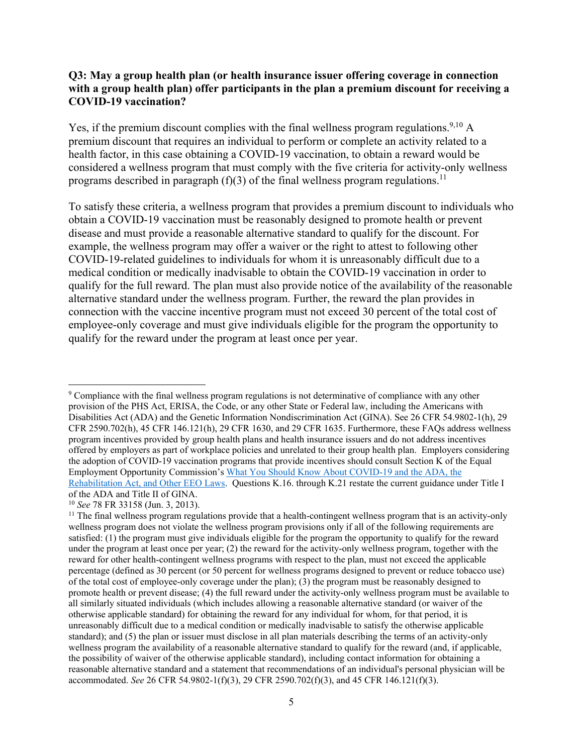**Q3: May a group health plan (or health insurance issuer offering coverage in connection with a group health plan) offer participants in the plan a premium discount for receiving a COVID-19 vaccination?**

Yes, if the premium discount complies with the final wellness program regulations.[9,10] A premium discount that requires an individual to perform or complete an activity related to a health factor, in this case obtaining a COVID-19 vaccination, to obtain a reward would be considered a wellness program that must comply with the five criteria for activity-only wellness programs described in paragraph (f)(3) of the final wellness program regulations.[11]

To satisfy these criteria, a wellness program that provides a premium discount to individuals who obtain a COVID-19 vaccination must be reasonably designed to promote health or prevent disease and must provide a reasonable alternative standard to qualify for the discount. For example, the wellness program may offer a waiver or the right to attest to following other COVID-19-related guidelines to individuals for whom it is unreasonably difficult due to a medical condition or medically inadvisable to obtain the COVID-19 vaccination in order to qualify for the full reward. The plan must also provide notice of the availability of the reasonable alternative standard under the wellness program. Further, the reward the plan provides in connection with the vaccine incentive program must not exceed 30 percent of the total cost of employee-only coverage and must give individuals eligible for the program the opportunity to qualify for the reward under the program at least once per year.

---

[9] Compliance with the final wellness program regulations is not determinative of compliance with any other provision of the PHS Act, ERISA, the Code, or any other State or Federal law, including the Americans with Disabilities Act (ADA) and the Genetic Information Nondiscrimination Act (GINA). See 26 CFR 54.9802-1(h), 29 CFR 2590.702(h), 45 CFR 146.121(h), 29 CFR 1630, and 29 CFR 1635. Furthermore, these FAQs address wellness program incentives provided by group health plans and health insurance issuers and do not address incentives offered by employers as part of workplace policies and unrelated to their group health plan. Employers considering the adoption of COVID-19 vaccination programs that provide incentives should consult Section K of the Equal Employment Opportunity Commission's What You Should Know About COVID-19 and the ADA, the Rehabilitation Act, and Other EEO Laws. Questions K.16. through K.21 restate the current guidance under Title I of the ADA and Title II of GINA.

[10] *See* 78 FR 33158 (Jun. 3, 2013).

[11] The final wellness program regulations provide that a health-contingent wellness program that is an activity-only wellness program does not violate the wellness program provisions only if all of the following requirements are satisfied: (1) the program must give individuals eligible for the program the opportunity to qualify for the reward under the program at least once per year; (2) the reward for the activity-only wellness program, together with the reward for other health-contingent wellness programs with respect to the plan, must not exceed the applicable percentage (defined as 30 percent (or 50 percent for wellness programs designed to prevent or reduce tobacco use) of the total cost of employee-only coverage under the plan); (3) the program must be reasonably designed to promote health or prevent disease; (4) the full reward under the activity-only wellness program must be available to all similarly situated individuals (which includes allowing a reasonable alternative standard (or waiver of the otherwise applicable standard) for obtaining the reward for any individual for whom, for that period, it is unreasonably difficult due to a medical condition or medically inadvisable to satisfy the otherwise applicable standard); and (5) the plan or issuer must disclose in all plan materials describing the terms of an activity-only wellness program the availability of a reasonable alternative standard to qualify for the reward (and, if applicable, the possibility of waiver of the otherwise applicable standard), including contact information for obtaining a reasonable alternative standard and a statement that recommendations of an individual's personal physician will be accommodated. *See* 26 CFR 54.9802-1(f)(3), 29 CFR 2590.702(f)(3), and 45 CFR 146.121(f)(3).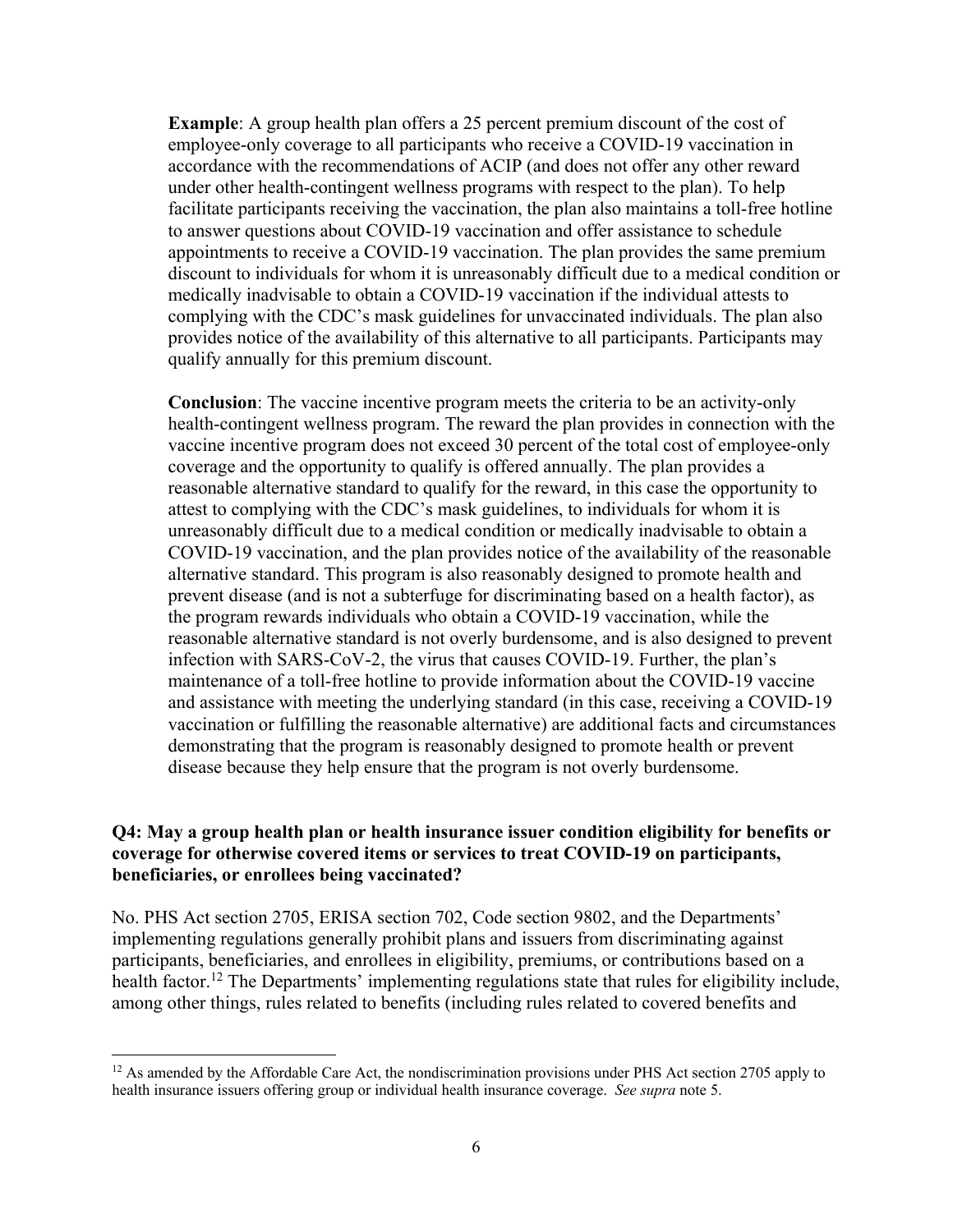**Example**: A group health plan offers a 25 percent premium discount of the cost of employee-only coverage to all participants who receive a COVID-19 vaccination in accordance with the recommendations of ACIP (and does not offer any other reward under other health-contingent wellness programs with respect to the plan). To help facilitate participants receiving the vaccination, the plan also maintains a toll-free hotline to answer questions about COVID-19 vaccination and offer assistance to schedule appointments to receive a COVID-19 vaccination. The plan provides the same premium discount to individuals for whom it is unreasonably difficult due to a medical condition or medically inadvisable to obtain a COVID-19 vaccination if the individual attests to complying with the CDC's mask guidelines for unvaccinated individuals. The plan also provides notice of the availability of this alternative to all participants. Participants may qualify annually for this premium discount.

**Conclusion**: The vaccine incentive program meets the criteria to be an activity-only health-contingent wellness program. The reward the plan provides in connection with the vaccine incentive program does not exceed 30 percent of the total cost of employee-only coverage and the opportunity to qualify is offered annually. The plan provides a reasonable alternative standard to qualify for the reward, in this case the opportunity to attest to complying with the CDC's mask guidelines, to individuals for whom it is unreasonably difficult due to a medical condition or medically inadvisable to obtain a COVID-19 vaccination, and the plan provides notice of the availability of the reasonable alternative standard. This program is also reasonably designed to promote health and prevent disease (and is not a subterfuge for discriminating based on a health factor), as the program rewards individuals who obtain a COVID-19 vaccination, while the reasonable alternative standard is not overly burdensome, and is also designed to prevent infection with SARS-CoV-2, the virus that causes COVID-19. Further, the plan's maintenance of a toll-free hotline to provide information about the COVID-19 vaccine and assistance with meeting the underlying standard (in this case, receiving a COVID-19 vaccination or fulfilling the reasonable alternative) are additional facts and circumstances demonstrating that the program is reasonably designed to promote health or prevent disease because they help ensure that the program is not overly burdensome.

**Q4: May a group health plan or health insurance issuer condition eligibility for benefits or coverage for otherwise covered items or services to treat COVID-19 on participants, beneficiaries, or enrollees being vaccinated?**

No. PHS Act section 2705, ERISA section 702, Code section 9802, and the Departments' implementing regulations generally prohibit plans and issuers from discriminating against participants, beneficiaries, and enrollees in eligibility, premiums, or contributions based on a health factor.[12] The Departments' implementing regulations state that rules for eligibility include, among other things, rules related to benefits (including rules related to covered benefits and

[12] As amended by the Affordable Care Act, the nondiscrimination provisions under PHS Act section 2705 apply to health insurance issuers offering group or individual health insurance coverage. *See supra* note 5.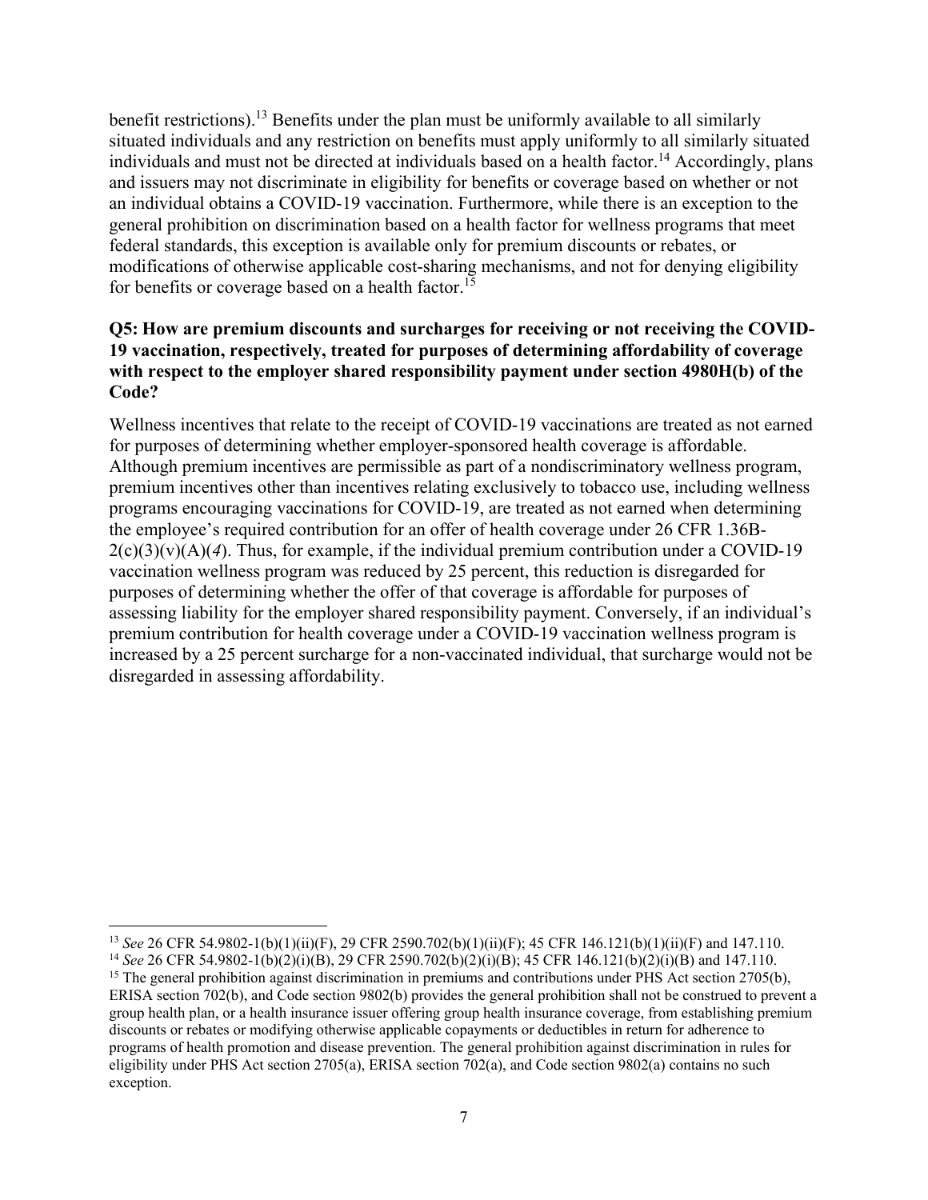benefit restrictions).[13] Benefits under the plan must be uniformly available to all similarly situated individuals and any restriction on benefits must apply uniformly to all similarly situated individuals and must not be directed at individuals based on a health factor.[14] Accordingly, plans and issuers may not discriminate in eligibility for benefits or coverage based on whether or not an individual obtains a COVID-19 vaccination. Furthermore, while there is an exception to the general prohibition on discrimination based on a health factor for wellness programs that meet federal standards, this exception is available only for premium discounts or rebates, or modifications of otherwise applicable cost-sharing mechanisms, and not for denying eligibility for benefits or coverage based on a health factor.[15]

**Q5: How are premium discounts and surcharges for receiving or not receiving the COVID-19 vaccination, respectively, treated for purposes of determining affordability of coverage with respect to the employer shared responsibility payment under section 4980H(b) of the Code?**

Wellness incentives that relate to the receipt of COVID-19 vaccinations are treated as not earned for purposes of determining whether employer-sponsored health coverage is affordable. Although premium incentives are permissible as part of a nondiscriminatory wellness program, premium incentives other than incentives relating exclusively to tobacco use, including wellness programs encouraging vaccinations for COVID-19, are treated as not earned when determining the employee's required contribution for an offer of health coverage under 26 CFR 1.36B-2(c)(3)(v)(A)(*4*). Thus, for example, if the individual premium contribution under a COVID-19 vaccination wellness program was reduced by 25 percent, this reduction is disregarded for purposes of determining whether the offer of that coverage is affordable for purposes of assessing liability for the employer shared responsibility payment. Conversely, if an individual's premium contribution for health coverage under a COVID-19 vaccination wellness program is increased by a 25 percent surcharge for a non-vaccinated individual, that surcharge would not be disregarded in assessing affordability.

---

[13] *See* 26 CFR 54.9802-1(b)(1)(ii)(F), 29 CFR 2590.702(b)(1)(ii)(F); 45 CFR 146.121(b)(1)(ii)(F) and 147.110.

[14] *See* 26 CFR 54.9802-1(b)(2)(i)(B), 29 CFR 2590.702(b)(2)(i)(B); 45 CFR 146.121(b)(2)(i)(B) and 147.110.

[15] The general prohibition against discrimination in premiums and contributions under PHS Act section 2705(b), ERISA section 702(b), and Code section 9802(b) provides the general prohibition shall not be construed to prevent a group health plan, or a health insurance issuer offering group health insurance coverage, from establishing premium discounts or rebates or modifying otherwise applicable copayments or deductibles in return for adherence to programs of health promotion and disease prevention. The general prohibition against discrimination in rules for eligibility under PHS Act section 2705(a), ERISA section 702(a), and Code section 9802(a) contains no such exception.